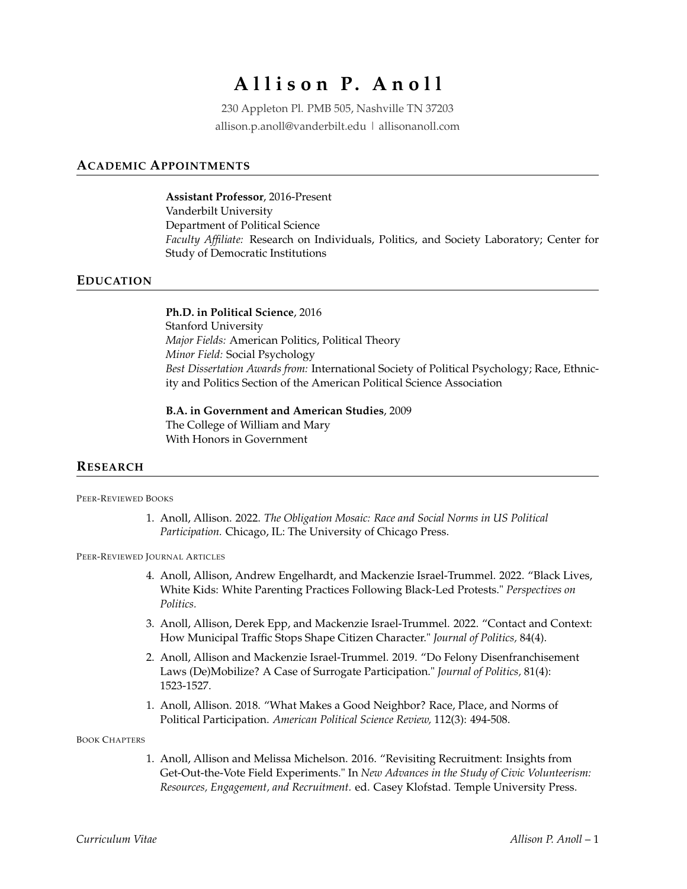# Allison P. Anoll

230 Appleton Pl. PMB 505, Nashville TN 37203
allison.p.anoll@vanderbilt.edu | allisonanoll.com

## Academic Appointments

**Assistant Professor**, 2016-Present
Vanderbilt University
Department of Political Science
*Faculty Affiliate:* Research on Individuals, Politics, and Society Laboratory; Center for Study of Democratic Institutions

## Education

**Ph.D. in Political Science**, 2016
Stanford University
*Major Fields:* American Politics, Political Theory
*Minor Field:* Social Psychology
*Best Dissertation Awards from:* International Society of Political Psychology; Race, Ethnicity and Politics Section of the American Political Science Association

**B.A. in Government and American Studies**, 2009
The College of William and Mary
With Honors in Government

## Research

#### Peer-Reviewed Books

1. Anoll, Allison. 2022. *The Obligation Mosaic: Race and Social Norms in US Political Participation.* Chicago, IL: The University of Chicago Press.

#### Peer-Reviewed Journal Articles

4. Anoll, Allison, Andrew Engelhardt, and Mackenzie Israel-Trummel. 2022. "Black Lives, White Kids: White Parenting Practices Following Black-Led Protests." *Perspectives on Politics.*

3. Anoll, Allison, Derek Epp, and Mackenzie Israel-Trummel. 2022. "Contact and Context: How Municipal Traffic Stops Shape Citizen Character." *Journal of Politics,* 84(4).

2. Anoll, Allison and Mackenzie Israel-Trummel. 2019. "Do Felony Disenfranchisement Laws (De)Mobilize? A Case of Surrogate Participation." *Journal of Politics,* 81(4): 1523-1527.

1. Anoll, Allison. 2018. "What Makes a Good Neighbor? Race, Place, and Norms of Political Participation. *American Political Science Review,* 112(3): 494-508.

#### Book Chapters

1. Anoll, Allison and Melissa Michelson. 2016. "Revisiting Recruitment: Insights from Get-Out-the-Vote Field Experiments." In *New Advances in the Study of Civic Volunteerism: Resources, Engagement, and Recruitment.* ed. Casey Klofstad. Temple University Press.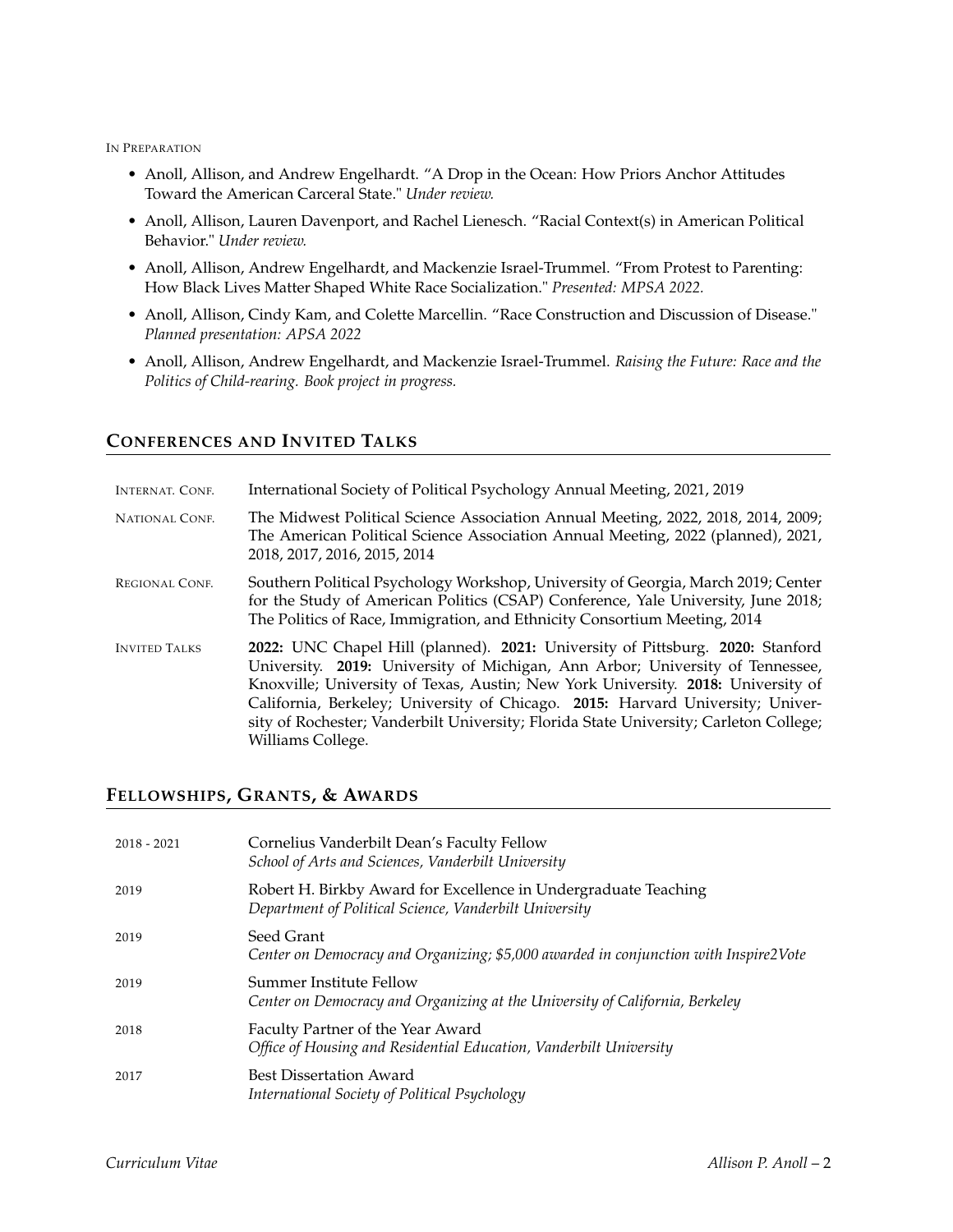In Preparation

- Anoll, Allison, and Andrew Engelhardt. "A Drop in the Ocean: How Priors Anchor Attitudes Toward the American Carceral State." *Under review.*
- Anoll, Allison, Lauren Davenport, and Rachel Lienesch. "Racial Context(s) in American Political Behavior." *Under review.*
- Anoll, Allison, Andrew Engelhardt, and Mackenzie Israel-Trummel. "From Protest to Parenting: How Black Lives Matter Shaped White Race Socialization." *Presented: MPSA 2022.*
- Anoll, Allison, Cindy Kam, and Colette Marcellin. "Race Construction and Discussion of Disease." *Planned presentation: APSA 2022*
- Anoll, Allison, Andrew Engelhardt, and Mackenzie Israel-Trummel. *Raising the Future: Race and the Politics of Child-rearing. Book project in progress.*

## Conferences and Invited Talks

| | |
|---|---|
| Internat. Conf. | International Society of Political Psychology Annual Meeting, 2021, 2019 |
| National Conf. | The Midwest Political Science Association Annual Meeting, 2022, 2018, 2014, 2009; The American Political Science Association Annual Meeting, 2022 (planned), 2021, 2018, 2017, 2016, 2015, 2014 |
| Regional Conf. | Southern Political Psychology Workshop, University of Georgia, March 2019; Center for the Study of American Politics (CSAP) Conference, Yale University, June 2018; The Politics of Race, Immigration, and Ethnicity Consortium Meeting, 2014 |
| Invited Talks | **2022:** UNC Chapel Hill (planned). **2021:** University of Pittsburg. **2020:** Stanford University. **2019:** University of Michigan, Ann Arbor; University of Tennessee, Knoxville; University of Texas, Austin; New York University. **2018:** University of California, Berkeley; University of Chicago. **2015:** Harvard University; University of Rochester; Vanderbilt University; Florida State University; Carleton College; Williams College. |

## Fellowships, Grants, & Awards

| | |
|---|---|
| 2018 - 2021 | Cornelius Vanderbilt Dean's Faculty Fellow<br>*School of Arts and Sciences, Vanderbilt University* |
| 2019 | Robert H. Birkby Award for Excellence in Undergraduate Teaching<br>*Department of Political Science, Vanderbilt University* |
| 2019 | Seed Grant<br>*Center on Democracy and Organizing; $5,000 awarded in conjunction with Inspire2Vote* |
| 2019 | Summer Institute Fellow<br>*Center on Democracy and Organizing at the University of California, Berkeley* |
| 2018 | Faculty Partner of the Year Award<br>*Office of Housing and Residential Education, Vanderbilt University* |
| 2017 | Best Dissertation Award<br>*International Society of Political Psychology* |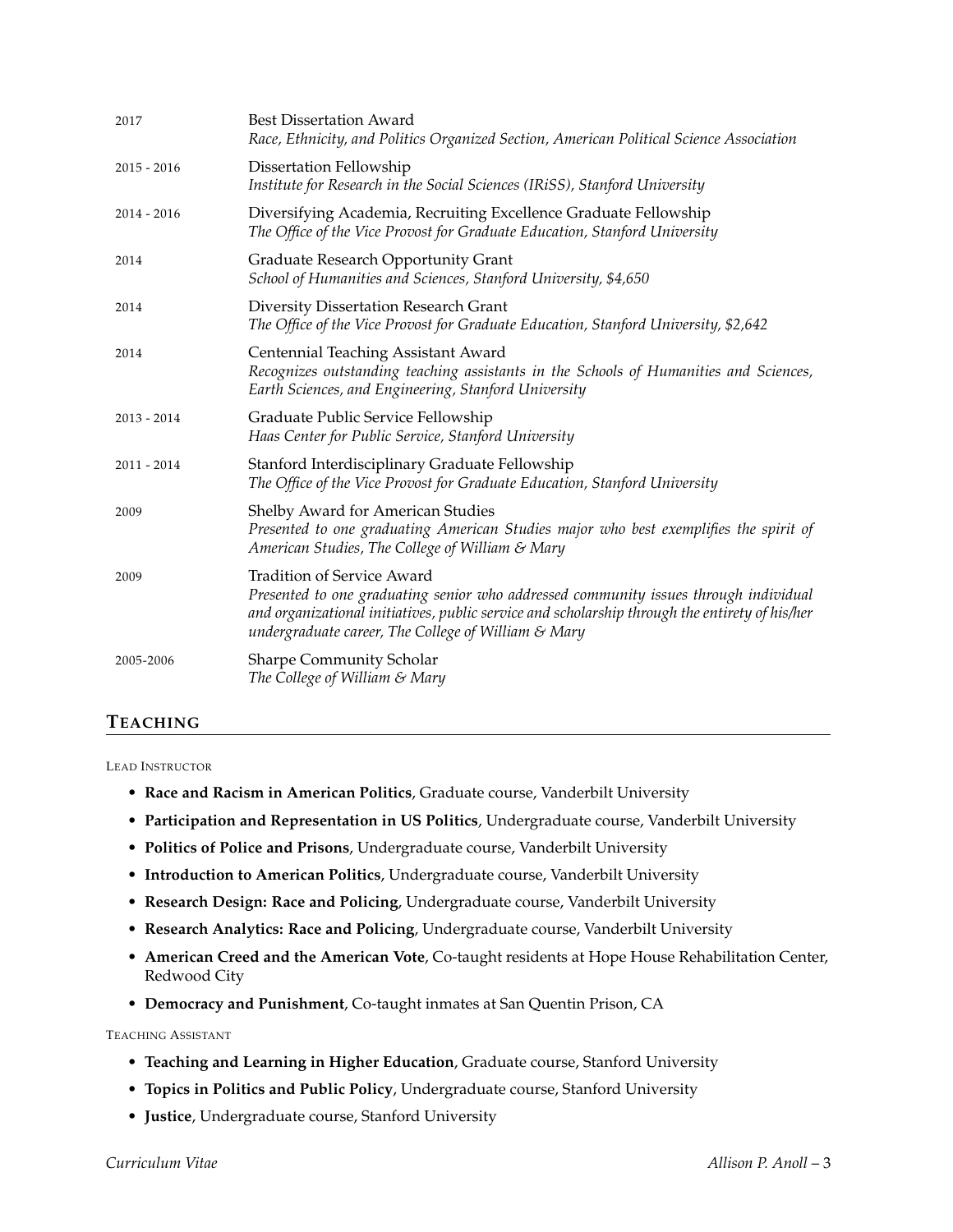2017 — Best Dissertation Award
*Race, Ethnicity, and Politics Organized Section, American Political Science Association*

2015 - 2016 — Dissertation Fellowship
*Institute for Research in the Social Sciences (IRiSS), Stanford University*

2014 - 2016 — Diversifying Academia, Recruiting Excellence Graduate Fellowship
*The Office of the Vice Provost for Graduate Education, Stanford University*

2014 — Graduate Research Opportunity Grant
*School of Humanities and Sciences, Stanford University, $4,650*

2014 — Diversity Dissertation Research Grant
*The Office of the Vice Provost for Graduate Education, Stanford University, $2,642*

2014 — Centennial Teaching Assistant Award
*Recognizes outstanding teaching assistants in the Schools of Humanities and Sciences, Earth Sciences, and Engineering, Stanford University*

2013 - 2014 — Graduate Public Service Fellowship
*Haas Center for Public Service, Stanford University*

2011 - 2014 — Stanford Interdisciplinary Graduate Fellowship
*The Office of the Vice Provost for Graduate Education, Stanford University*

2009 — Shelby Award for American Studies
*Presented to one graduating American Studies major who best exemplifies the spirit of American Studies, The College of William & Mary*

2009 — Tradition of Service Award
*Presented to one graduating senior who addressed community issues through individual and organizational initiatives, public service and scholarship through the entirety of his/her undergraduate career, The College of William & Mary*

2005-2006 — Sharpe Community Scholar
*The College of William & Mary*

## TEACHING

LEAD INSTRUCTOR

- **Race and Racism in American Politics**, Graduate course, Vanderbilt University
- **Participation and Representation in US Politics**, Undergraduate course, Vanderbilt University
- **Politics of Police and Prisons**, Undergraduate course, Vanderbilt University
- **Introduction to American Politics**, Undergraduate course, Vanderbilt University
- **Research Design: Race and Policing**, Undergraduate course, Vanderbilt University
- **Research Analytics: Race and Policing**, Undergraduate course, Vanderbilt University
- **American Creed and the American Vote**, Co-taught residents at Hope House Rehabilitation Center, Redwood City
- **Democracy and Punishment**, Co-taught inmates at San Quentin Prison, CA

TEACHING ASSISTANT

- **Teaching and Learning in Higher Education**, Graduate course, Stanford University
- **Topics in Politics and Public Policy**, Undergraduate course, Stanford University
- **Justice**, Undergraduate course, Stanford University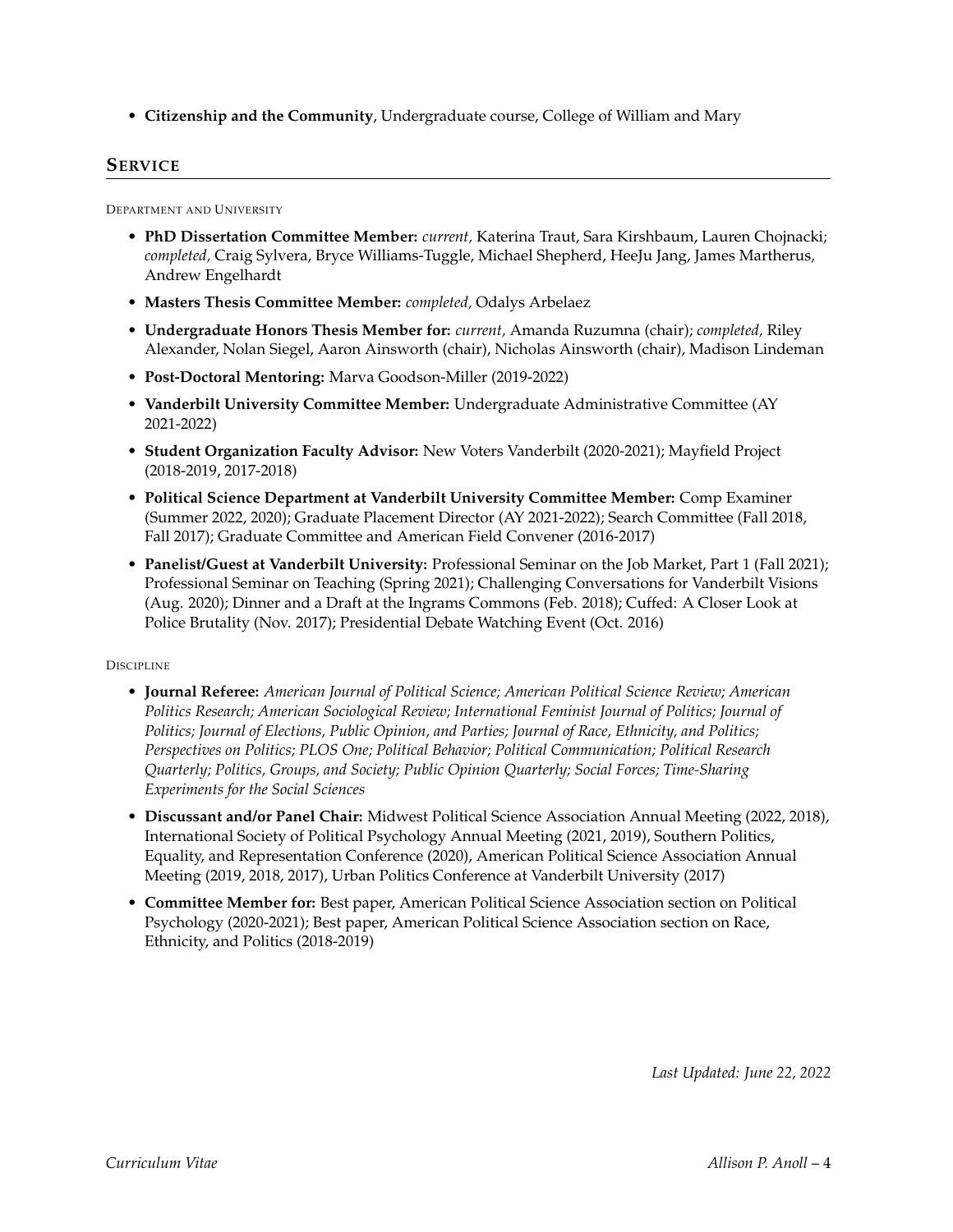- **Citizenship and the Community**, Undergraduate course, College of William and Mary

## SERVICE

DEPARTMENT AND UNIVERSITY

- **PhD Dissertation Committee Member:** *current,* Katerina Traut, Sara Kirshbaum, Lauren Chojnacki; *completed,* Craig Sylvera, Bryce Williams-Tuggle, Michael Shepherd, HeeJu Jang, James Martherus, Andrew Engelhardt
- **Masters Thesis Committee Member:** *completed,* Odalys Arbelaez
- **Undergraduate Honors Thesis Member for:** *current,* Amanda Ruzumna (chair); *completed,* Riley Alexander, Nolan Siegel, Aaron Ainsworth (chair), Nicholas Ainsworth (chair), Madison Lindeman
- **Post-Doctoral Mentoring:** Marva Goodson-Miller (2019-2022)
- **Vanderbilt University Committee Member:** Undergraduate Administrative Committee (AY 2021-2022)
- **Student Organization Faculty Advisor:** New Voters Vanderbilt (2020-2021); Mayfield Project (2018-2019, 2017-2018)
- **Political Science Department at Vanderbilt University Committee Member:** Comp Examiner (Summer 2022, 2020); Graduate Placement Director (AY 2021-2022); Search Committee (Fall 2018, Fall 2017); Graduate Committee and American Field Convener (2016-2017)
- **Panelist/Guest at Vanderbilt University:** Professional Seminar on the Job Market, Part 1 (Fall 2021); Professional Seminar on Teaching (Spring 2021); Challenging Conversations for Vanderbilt Visions (Aug. 2020); Dinner and a Draft at the Ingrams Commons (Feb. 2018); Cuffed: A Closer Look at Police Brutality (Nov. 2017); Presidential Debate Watching Event (Oct. 2016)

DISCIPLINE

- **Journal Referee:** *American Journal of Political Science; American Political Science Review; American Politics Research; American Sociological Review; International Feminist Journal of Politics; Journal of Politics; Journal of Elections, Public Opinion, and Parties; Journal of Race, Ethnicity, and Politics; Perspectives on Politics; PLOS One; Political Behavior; Political Communication; Political Research Quarterly; Politics, Groups, and Society; Public Opinion Quarterly; Social Forces; Time-Sharing Experiments for the Social Sciences*
- **Discussant and/or Panel Chair:** Midwest Political Science Association Annual Meeting (2022, 2018), International Society of Political Psychology Annual Meeting (2021, 2019), Southern Politics, Equality, and Representation Conference (2020), American Political Science Association Annual Meeting (2019, 2018, 2017), Urban Politics Conference at Vanderbilt University (2017)
- **Committee Member for:** Best paper, American Political Science Association section on Political Psychology (2020-2021); Best paper, American Political Science Association section on Race, Ethnicity, and Politics (2018-2019)

*Last Updated: June 22, 2022*